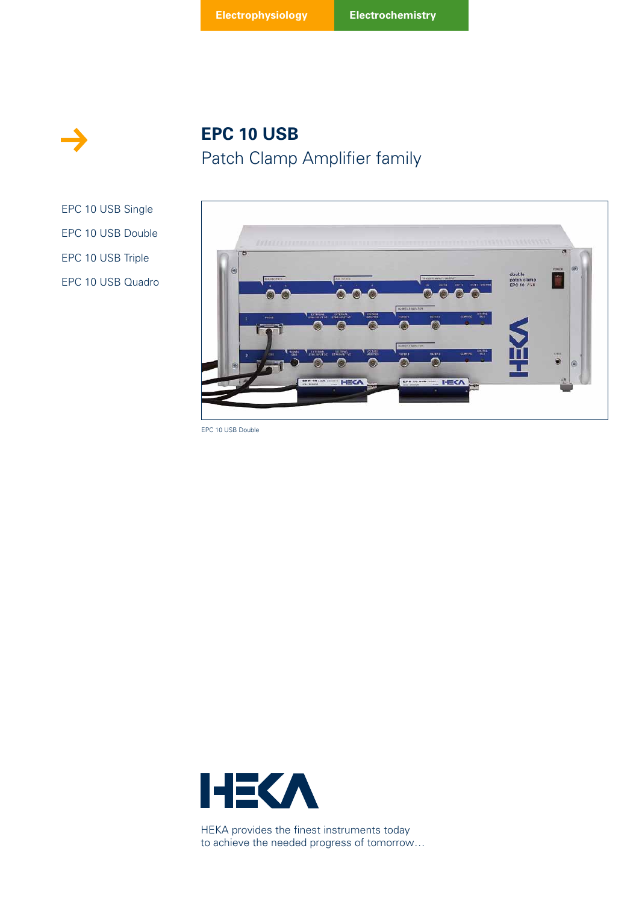Electrophysiology Electrochemistry

# EPC 10 USB

## Patch Clamp Amplifier family

- EPC 10 USB Single
- EPC 10 USB Double
- EPC 10 USB Triple
- EPC 10 USB Quadro

EPC 10 USB Double

HEKA provides the finest instruments today
to achieve the needed progress of tomorrow…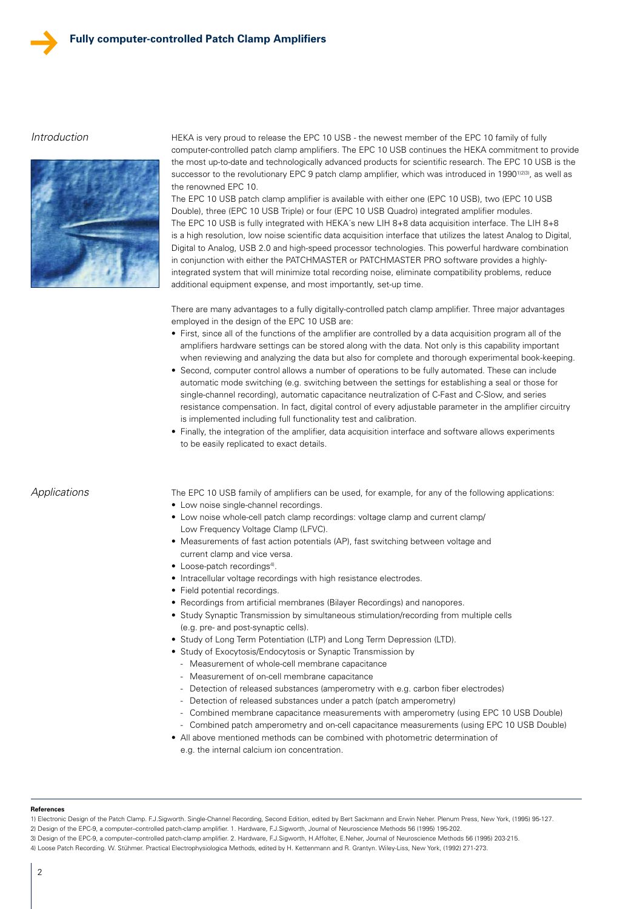## Fully computer-controlled Patch Clamp Amplifiers

### *Introduction*

HEKA is very proud to release the EPC 10 USB - the newest member of the EPC 10 family of fully computer-controlled patch clamp amplifiers. The EPC 10 USB continues the HEKA commitment to provide the most up-to-date and technologically advanced products for scientific research. The EPC 10 USB is the successor to the revolutionary EPC 9 patch clamp amplifier, which was introduced in 1990[1)2)3)], as well as the renowned EPC 10.
The EPC 10 USB patch clamp amplifier is available with either one (EPC 10 USB), two (EPC 10 USB Double), three (EPC 10 USB Triple) or four (EPC 10 USB Quadro) integrated amplifier modules.
The EPC 10 USB is fully integrated with HEKA´s new LIH 8+8 data acquisition interface. The LIH 8+8 is a high resolution, low noise scientific data acquisition interface that utilizes the latest Analog to Digital, Digital to Analog, USB 2.0 and high-speed processor technologies. This powerful hardware combination in conjunction with either the PATCHMASTER or PATCHMASTER PRO software provides a highly-integrated system that will minimize total recording noise, eliminate compatibility problems, reduce additional equipment expense, and most importantly, set-up time.

There are many advantages to a fully digitally-controlled patch clamp amplifier. Three major advantages employed in the design of the EPC 10 USB are:

- First, since all of the functions of the amplifier are controlled by a data acquisition program all of the amplifiers hardware settings can be stored along with the data. Not only is this capability important when reviewing and analyzing the data but also for complete and thorough experimental book-keeping.
- Second, computer control allows a number of operations to be fully automated. These can include automatic mode switching (e.g. switching between the settings for establishing a seal or those for single-channel recording), automatic capacitance neutralization of C-Fast and C-Slow, and series resistance compensation. In fact, digital control of every adjustable parameter in the amplifier circuitry is implemented including full functionality test and calibration.
- Finally, the integration of the amplifier, data acquisition interface and software allows experiments to be easily replicated to exact details.

### *Applications*

The EPC 10 USB family of amplifiers can be used, for example, for any of the following applications:

- Low noise single-channel recordings.
- Low noise whole-cell patch clamp recordings: voltage clamp and current clamp/ Low Frequency Voltage Clamp (LFVC).
- Measurements of fast action potentials (AP), fast switching between voltage and current clamp and vice versa.
- Loose-patch recordings[4)].
- Intracellular voltage recordings with high resistance electrodes.
- Field potential recordings.
- Recordings from artificial membranes (Bilayer Recordings) and nanopores.
- Study Synaptic Transmission by simultaneous stimulation/recording from multiple cells (e.g. pre- and post-synaptic cells).
- Study of Long Term Potentiation (LTP) and Long Term Depression (LTD).
- Study of Exocytosis/Endocytosis or Synaptic Transmission by
  - Measurement of whole-cell membrane capacitance
  - Measurement of on-cell membrane capacitance
  - Detection of released substances (amperometry with e.g. carbon fiber electrodes)
  - Detection of released substances under a patch (patch amperometry)
  - Combined membrane capacitance measurements with amperometry (using EPC 10 USB Double)
  - Combined patch amperometry and on-cell capacitance measurements (using EPC 10 USB Double)
- All above mentioned methods can be combined with photometric determination of e.g. the internal calcium ion concentration.

**References**

1) Electronic Design of the Patch Clamp. F.J.Sigworth. Single-Channel Recording, Second Edition, edited by Bert Sackmann and Erwin Neher. Plenum Press, New York, (1995) 95-127.
2) Design of the EPC-9, a computer–controlled patch-clamp amplifier. 1. Hardware, F.J.Sigworth, Journal of Neuroscience Methods 56 (1995) 195-202.
3) Design of the EPC-9, a computer–controlled patch-clamp amplifier. 2. Hardware, F.J.Sigworth, H.Affolter, E.Neher, Journal of Neuroscience Methods 56 (1995) 203-215.
4) Loose Patch Recording. W. Stühmer. Practical Electrophysiologica Methods, edited by H. Kettenmann and R. Grantyn. Wiley-Liss, New York, (1992) 271-273.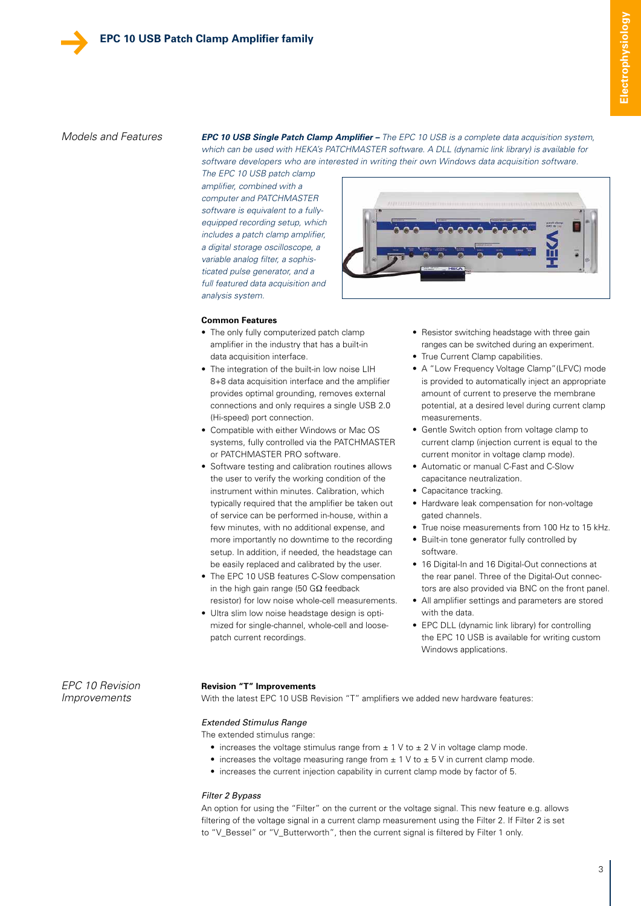## EPC 10 USB Patch Clamp Amplifier family

### *Models and Features*

***EPC 10 USB Single Patch Clamp Amplifier –*** *The EPC 10 USB is a complete data acquisition system, which can be used with HEKA's PATCHMASTER software. A DLL (dynamic link library) is available for software developers who are interested in writing their own Windows data acquisition software. The EPC 10 USB patch clamp amplifier, combined with a computer and PATCHMASTER software is equivalent to a fully-equipped recording setup, which includes a patch clamp amplifier, a digital storage oscilloscope, a variable analog filter, a sophisticated pulse generator, and a full featured data acquisition and analysis system.*

**Common Features**

- The only fully computerized patch clamp amplifier in the industry that has a built-in data acquisition interface.
- The integration of the built-in low noise LIH 8+8 data acquisition interface and the amplifier provides optimal grounding, removes external connections and only requires a single USB 2.0 (Hi-speed) port connection.
- Compatible with either Windows or Mac OS systems, fully controlled via the PATCHMASTER or PATCHMASTER PRO software.
- Software testing and calibration routines allows the user to verify the working condition of the instrument within minutes. Calibration, which typically required that the amplifier be taken out of service can be performed in-house, within a few minutes, with no additional expense, and more importantly no downtime to the recording setup. In addition, if needed, the headstage can be easily replaced and calibrated by the user.
- The EPC 10 USB features C-Slow compensation in the high gain range (50 GΩ feedback resistor) for low noise whole-cell measurements.
- Ultra slim low noise headstage design is optimized for single-channel, whole-cell and loose-patch current recordings.
- Resistor switching headstage with three gain ranges can be switched during an experiment.
- True Current Clamp capabilities.
- A "Low Frequency Voltage Clamp"(LFVC) mode is provided to automatically inject an appropriate amount of current to preserve the membrane potential, at a desired level during current clamp measurements.
- Gentle Switch option from voltage clamp to current clamp (injection current is equal to the current monitor in voltage clamp mode).
- Automatic or manual C-Fast and C-Slow capacitance neutralization.
- Capacitance tracking.
- Hardware leak compensation for non-voltage gated channels.
- True noise measurements from 100 Hz to 15 kHz.
- Built-in tone generator fully controlled by software.
- 16 Digital-In and 16 Digital-Out connections at the rear panel. Three of the Digital-Out connectors are also provided via BNC on the front panel.
- All amplifier settings and parameters are stored with the data.
- EPC DLL (dynamic link library) for controlling the EPC 10 USB is available for writing custom Windows applications.

### *EPC 10 Revision Improvements*

**Revision "T" Improvements**

With the latest EPC 10 USB Revision "T" amplifiers we added new hardware features:

*Extended Stimulus Range*

The extended stimulus range:

- increases the voltage stimulus range from ± 1 V to ± 2 V in voltage clamp mode.
- increases the voltage measuring range from ± 1 V to ± 5 V in current clamp mode.
- increases the current injection capability in current clamp mode by factor of 5.

*Filter 2 Bypass*

An option for using the "Filter" on the current or the voltage signal. This new feature e.g. allows filtering of the voltage signal in a current clamp measurement using the Filter 2. If Filter 2 is set to "V_Bessel" or "V_Butterworth", then the current signal is filtered by Filter 1 only.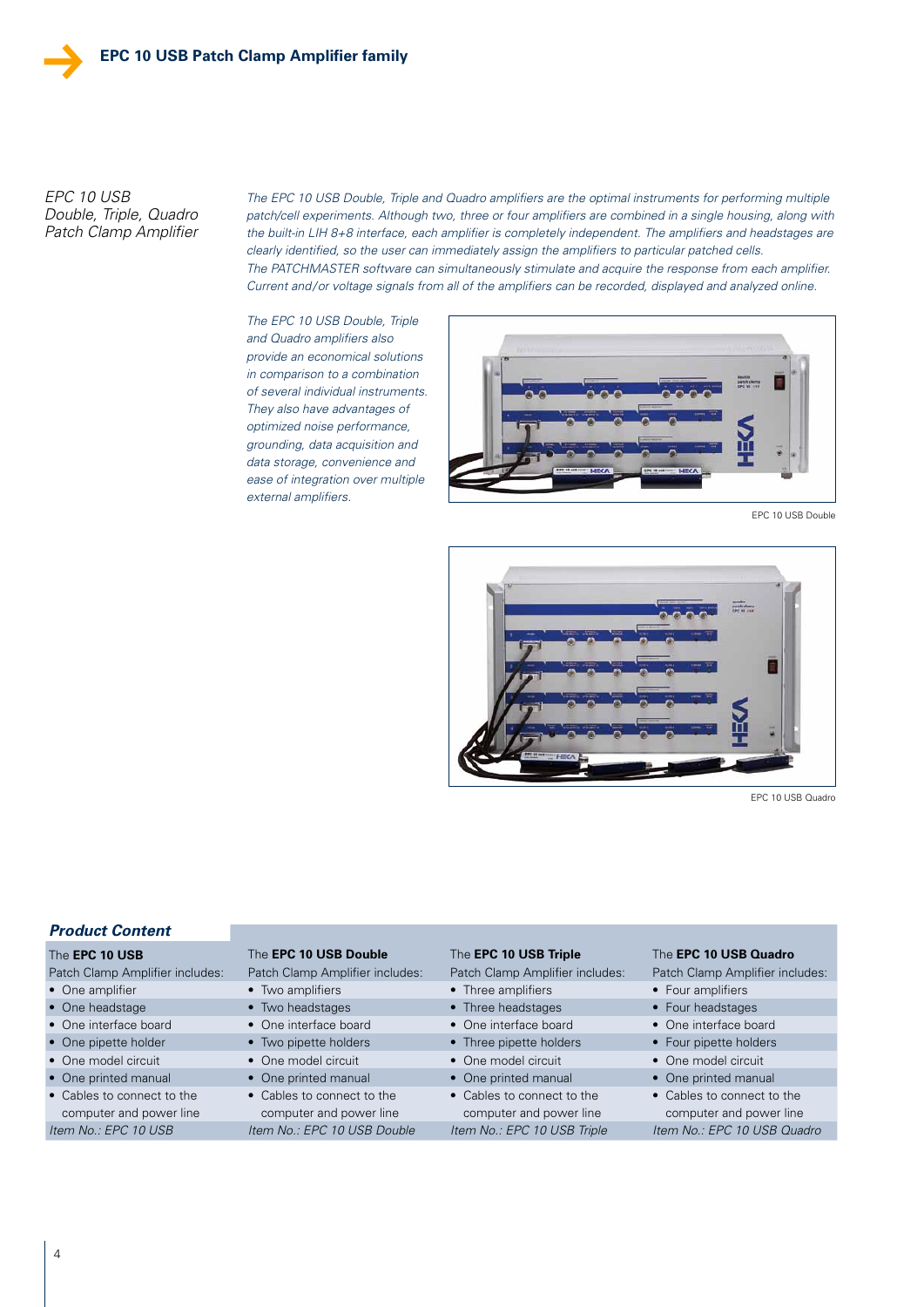*EPC 10 USB Double, Triple, Quadro Patch Clamp Amplifier*

*The EPC 10 USB Double, Triple and Quadro amplifiers are the optimal instruments for performing multiple patch/cell experiments. Although two, three or four amplifiers are combined in a single housing, along with the built-in LIH 8+8 interface, each amplifier is completely independent. The amplifiers and headstages are clearly identified, so the user can immediately assign the amplifiers to particular patched cells.*
*The PATCHMASTER software can simultaneously stimulate and acquire the response from each amplifier. Current and/or voltage signals from all of the amplifiers can be recorded, displayed and analyzed online.*

*The EPC 10 USB Double, Triple and Quadro amplifiers also provide an economical solutions in comparison to a combination of several individual instruments. They also have advantages of optimized noise performance, grounding, data acquisition and data storage, convenience and ease of integration over multiple external amplifiers.*

EPC 10 USB Double

EPC 10 USB Quadro

## *Product Content*

| The **EPC 10 USB** Patch Clamp Amplifier includes: | The **EPC 10 USB Double** Patch Clamp Amplifier includes: | The **EPC 10 USB Triple** Patch Clamp Amplifier includes: | The **EPC 10 USB Quadro** Patch Clamp Amplifier includes: |
|---|---|---|---|
| • One amplifier | • Two amplifiers | • Three amplifiers | • Four amplifiers |
| • One headstage | • Two headstages | • Three headstages | • Four headstages |
| • One interface board | • One interface board | • One interface board | • One interface board |
| • One pipette holder | • Two pipette holders | • Three pipette holders | • Four pipette holders |
| • One model circuit | • One model circuit | • One model circuit | • One model circuit |
| • One printed manual | • One printed manual | • One printed manual | • One printed manual |
| • Cables to connect to the computer and power line | • Cables to connect to the computer and power line | • Cables to connect to the computer and power line | • Cables to connect to the computer and power line |
| *Item No.: EPC 10 USB* | *Item No.: EPC 10 USB Double* | *Item No.: EPC 10 USB Triple* | *Item No.: EPC 10 USB Quadro* |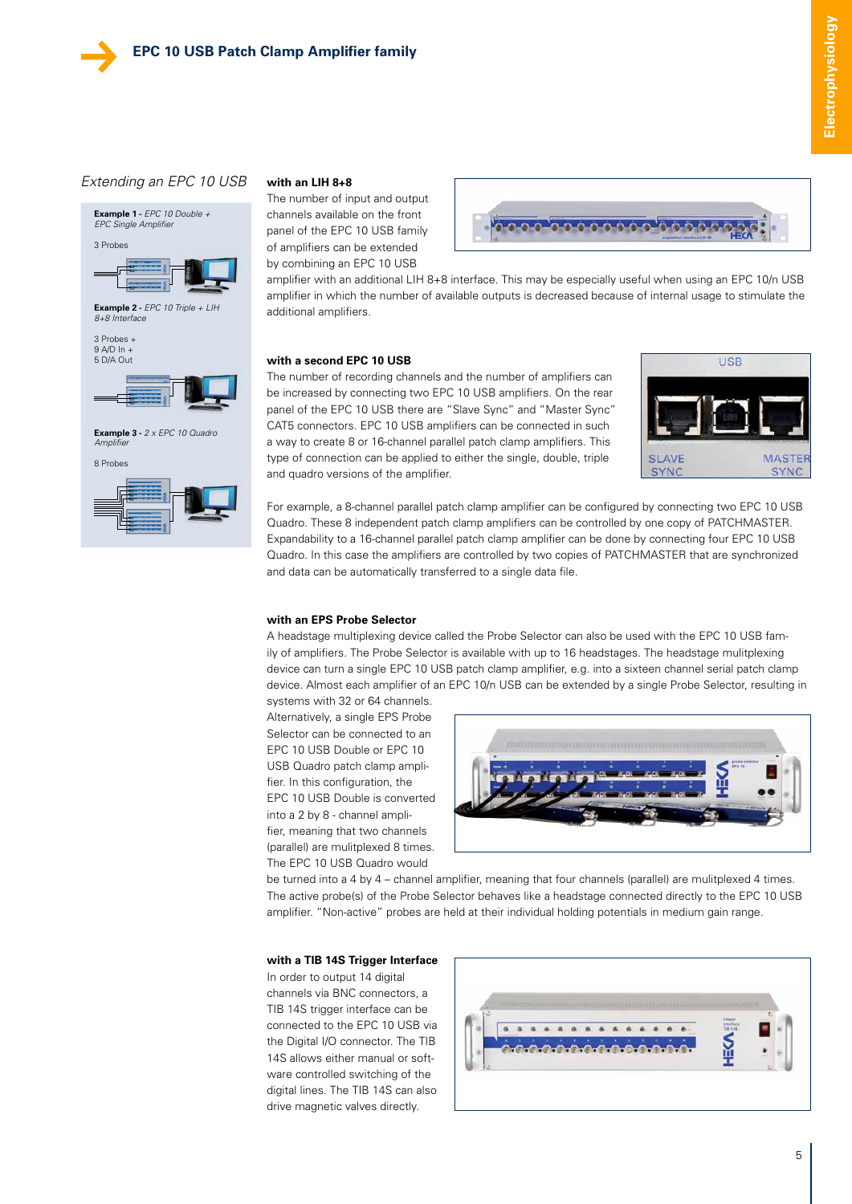## EPC 10 USB Patch Clamp Amplifier family

*Extending an EPC 10 USB*

**Example 1** - *EPC 10 Double + EPC Single Amplifier*

3 Probes

**Example 2** - *EPC 10 Triple + LIH 8+8 Interface*

3 Probes +
9 A/D In +
5 D/A Out

**Example 3** - *2 x EPC 10 Quadro Amplifier*

8 Probes

### with an LIH 8+8

The number of input and output channels available on the front panel of the EPC 10 USB family of amplifiers can be extended by combining an EPC 10 USB amplifier with an additional LIH 8+8 interface. This may be especially useful when using an EPC 10/n USB amplifier in which the number of available outputs is decreased because of internal usage to stimulate the additional amplifiers.

### with a second EPC 10 USB

The number of recording channels and the number of amplifiers can be increased by connecting two EPC 10 USB amplifiers. On the rear panel of the EPC 10 USB there are "Slave Sync" and "Master Sync" CAT5 connectors. EPC 10 USB amplifiers can be connected in such a way to create 8 or 16-channel parallel patch clamp amplifiers. This type of connection can be applied to either the single, double, triple and quadro versions of the amplifier.

For example, a 8-channel parallel patch clamp amplifier can be configured by connecting two EPC 10 USB Quadro. These 8 independent patch clamp amplifiers can be controlled by one copy of PATCHMASTER. Expandability to a 16-channel parallel patch clamp amplifier can be done by connecting four EPC 10 USB Quadro. In this case the amplifiers are controlled by two copies of PATCHMASTER that are synchronized and data can be automatically transferred to a single data file.

### with an EPS Probe Selector

A headstage multiplexing device called the Probe Selector can also be used with the EPC 10 USB family of amplifiers. The Probe Selector is available with up to 16 headstages. The headstage mulitplexing device can turn a single EPC 10 USB patch clamp amplifier, e.g. into a sixteen channel serial patch clamp device. Almost each amplifier of an EPC 10/n USB can be extended by a single Probe Selector, resulting in systems with 32 or 64 channels.

Alternatively, a single EPS Probe Selector can be connected to an EPC 10 USB Double or EPC 10 USB Quadro patch clamp amplifier. In this configuration, the EPC 10 USB Double is converted into a 2 by 8 - channel amplifier, meaning that two channels (parallel) are mulitplexed 8 times. The EPC 10 USB Quadro would be turned into a 4 by 4 – channel amplifier, meaning that four channels (parallel) are mulitplexed 4 times. The active probe(s) of the Probe Selector behaves like a headstage connected directly to the EPC 10 USB amplifier. "Non-active" probes are held at their individual holding potentials in medium gain range.

### with a TIB 14S Trigger Interface

In order to output 14 digital channels via BNC connectors, a TIB 14S trigger interface can be connected to the EPC 10 USB via the Digital I/O connector. The TIB 14S allows either manual or software controlled switching of the digital lines. The TIB 14S can also drive magnetic valves directly.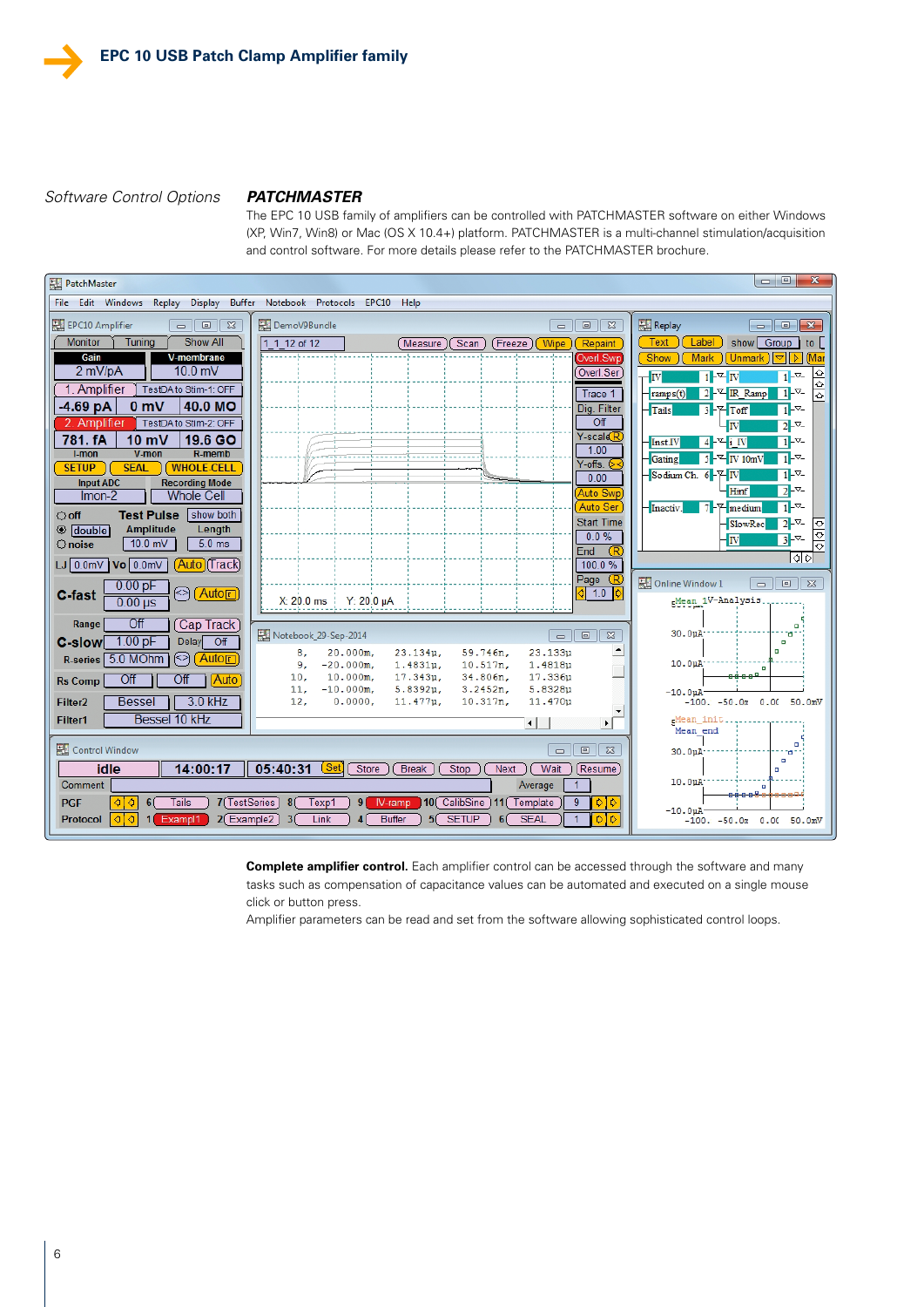*Software Control Options*

## *PATCHMASTER*

The EPC 10 USB family of amplifiers can be controlled with PATCHMASTER software on either Windows (XP, Win7, Win8) or Mac (OS X 10.4+) platform. PATCHMASTER is a multi-channel stimulation/acquisition and control software. For more details please refer to the PATCHMASTER brochure.

**Complete amplifier control.** Each amplifier control can be accessed through the software and many tasks such as compensation of capacitance values can be automated and executed on a single mouse click or button press.

Amplifier parameters can be read and set from the software allowing sophisticated control loops.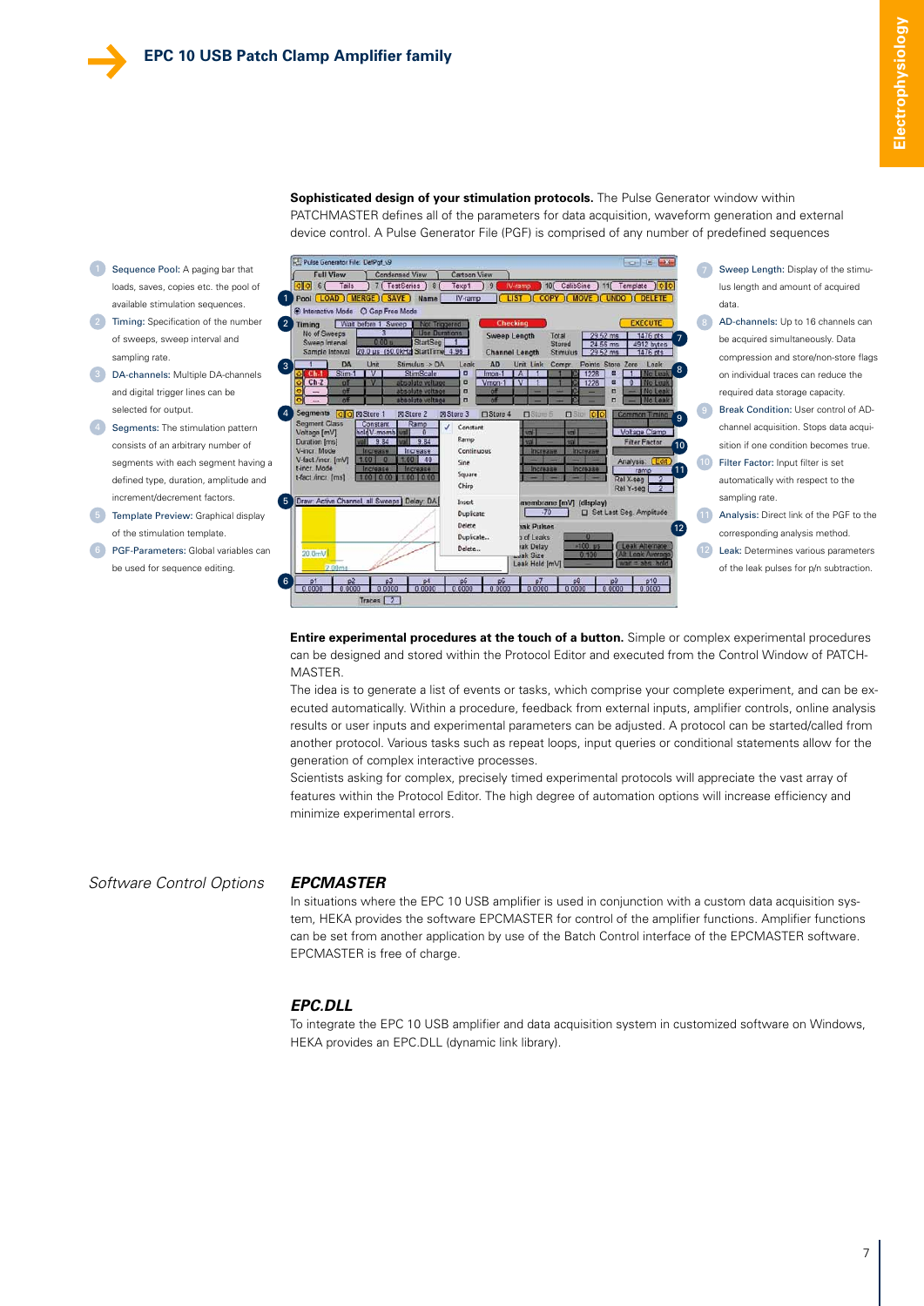**Sophisticated design of your stimulation protocols.** The Pulse Generator window within PATCHMASTER defines all of the parameters for data acquisition, waveform generation and external device control. A Pulse Generator File (PGF) is comprised of any number of predefined sequences

1. Sequence Pool: A paging bar that loads, saves, copies etc. the pool of available stimulation sequences.
2. Timing: Specification of the number of sweeps, sweep interval and sampling rate.
3. DA-channels: Multiple DA-channels and digital trigger lines can be selected for output.
4. Segments: The stimulation pattern consists of an arbitrary number of segments with each segment having a defined type, duration, amplitude and increment/decrement factors.
5. Template Preview: Graphical display of the stimulation template.
6. PGF-Parameters: Global variables can be used for sequence editing.
7. Sweep Length: Display of the stimulus length and amount of acquired data.
8. AD-channels: Up to 16 channels can be acquired simultaneously. Data compression and store/non-store flags on individual traces can reduce the required data storage capacity.
9. Break Condition: User control of AD-channel acquisition. Stops data acquisition if one condition becomes true.
10. Filter Factor: Input filter is set automatically with respect to the sampling rate.
11. Analysis: Direct link of the PGF to the corresponding analysis method.
12. Leak: Determines various parameters of the leak pulses for p/n subtraction.

**Entire experimental procedures at the touch of a button.** Simple or complex experimental procedures can be designed and stored within the Protocol Editor and executed from the Control Window of PATCHMASTER.

The idea is to generate a list of events or tasks, which comprise your complete experiment, and can be executed automatically. Within a procedure, feedback from external inputs, amplifier controls, online analysis results or user inputs and experimental parameters can be adjusted. A protocol can be started/called from another protocol. Various tasks such as repeat loops, input queries or conditional statements allow for the generation of complex interactive processes.

Scientists asking for complex, precisely timed experimental protocols will appreciate the vast array of features within the Protocol Editor. The high degree of automation options will increase efficiency and minimize experimental errors.

## *Software Control Options*

### *EPCMASTER*

In situations where the EPC 10 USB amplifier is used in conjunction with a custom data acquisition system, HEKA provides the software EPCMASTER for control of the amplifier functions. Amplifier functions can be set from another application by use of the Batch Control interface of the EPCMASTER software. EPCMASTER is free of charge.

### *EPC.DLL*

To integrate the EPC 10 USB amplifier and data acquisition system in customized software on Windows, HEKA provides an EPC.DLL (dynamic link library).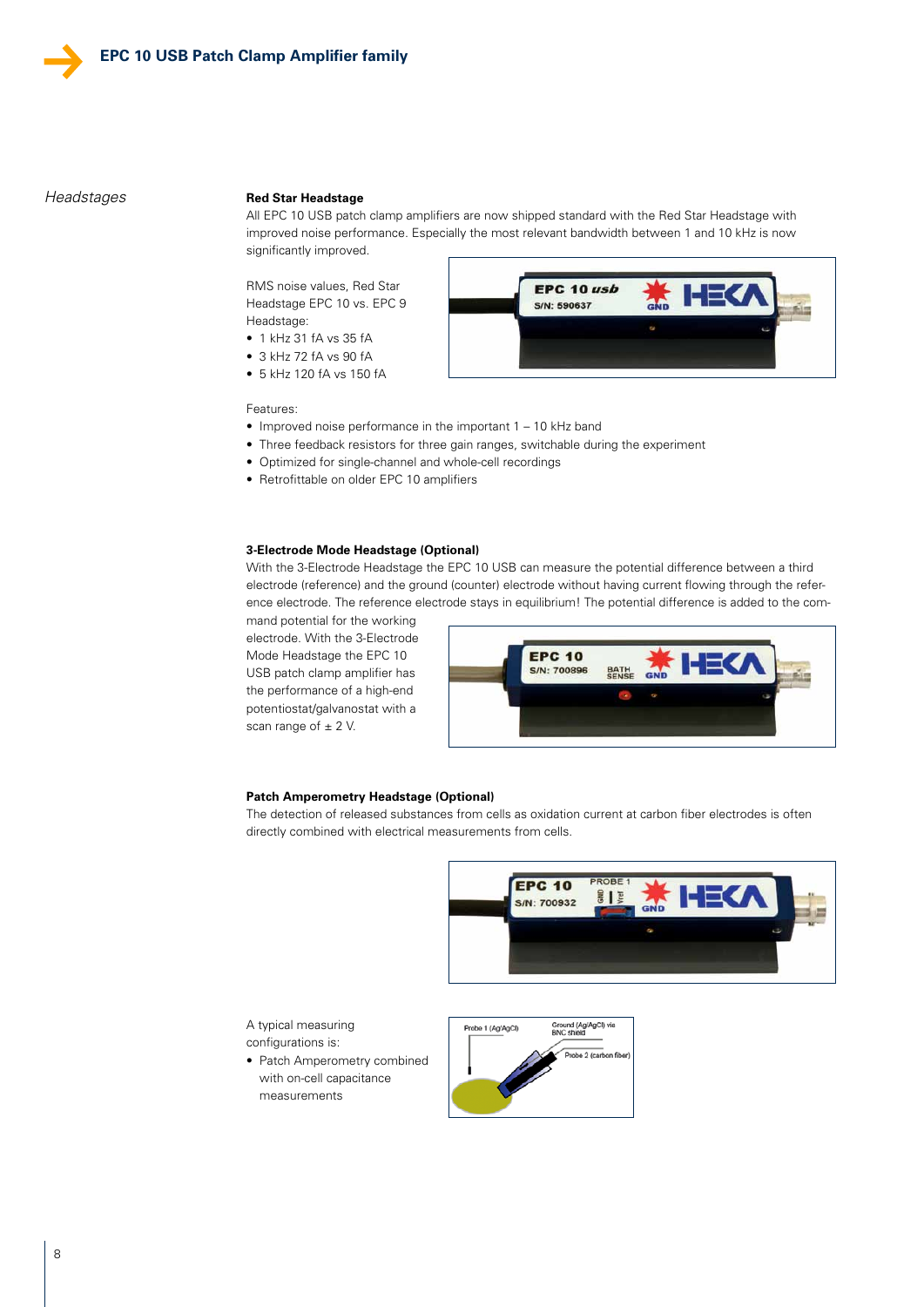## Headstages

### Red Star Headstage

All EPC 10 USB patch clamp amplifiers are now shipped standard with the Red Star Headstage with improved noise performance. Especially the most relevant bandwidth between 1 and 10 kHz is now significantly improved.

RMS noise values, Red Star Headstage EPC 10 vs. EPC 9 Headstage:

- 1 kHz 31 fA vs 35 fA
- 3 kHz 72 fA vs 90 fA
- 5 kHz 120 fA vs 150 fA

Features:

- Improved noise performance in the important 1 – 10 kHz band
- Three feedback resistors for three gain ranges, switchable during the experiment
- Optimized for single-channel and whole-cell recordings
- Retrofittable on older EPC 10 amplifiers

### 3-Electrode Mode Headstage (Optional)

With the 3-Electrode Headstage the EPC 10 USB can measure the potential difference between a third electrode (reference) and the ground (counter) electrode without having current flowing through the reference electrode. The reference electrode stays in equilibrium! The potential difference is added to the command potential for the working electrode. With the 3-Electrode Mode Headstage the EPC 10 USB patch clamp amplifier has the performance of a high-end potentiostat/galvanostat with a scan range of ± 2 V.

### Patch Amperometry Headstage (Optional)

The detection of released substances from cells as oxidation current at carbon fiber electrodes is often directly combined with electrical measurements from cells.

A typical measuring configurations is:

- Patch Amperometry combined with on-cell capacitance measurements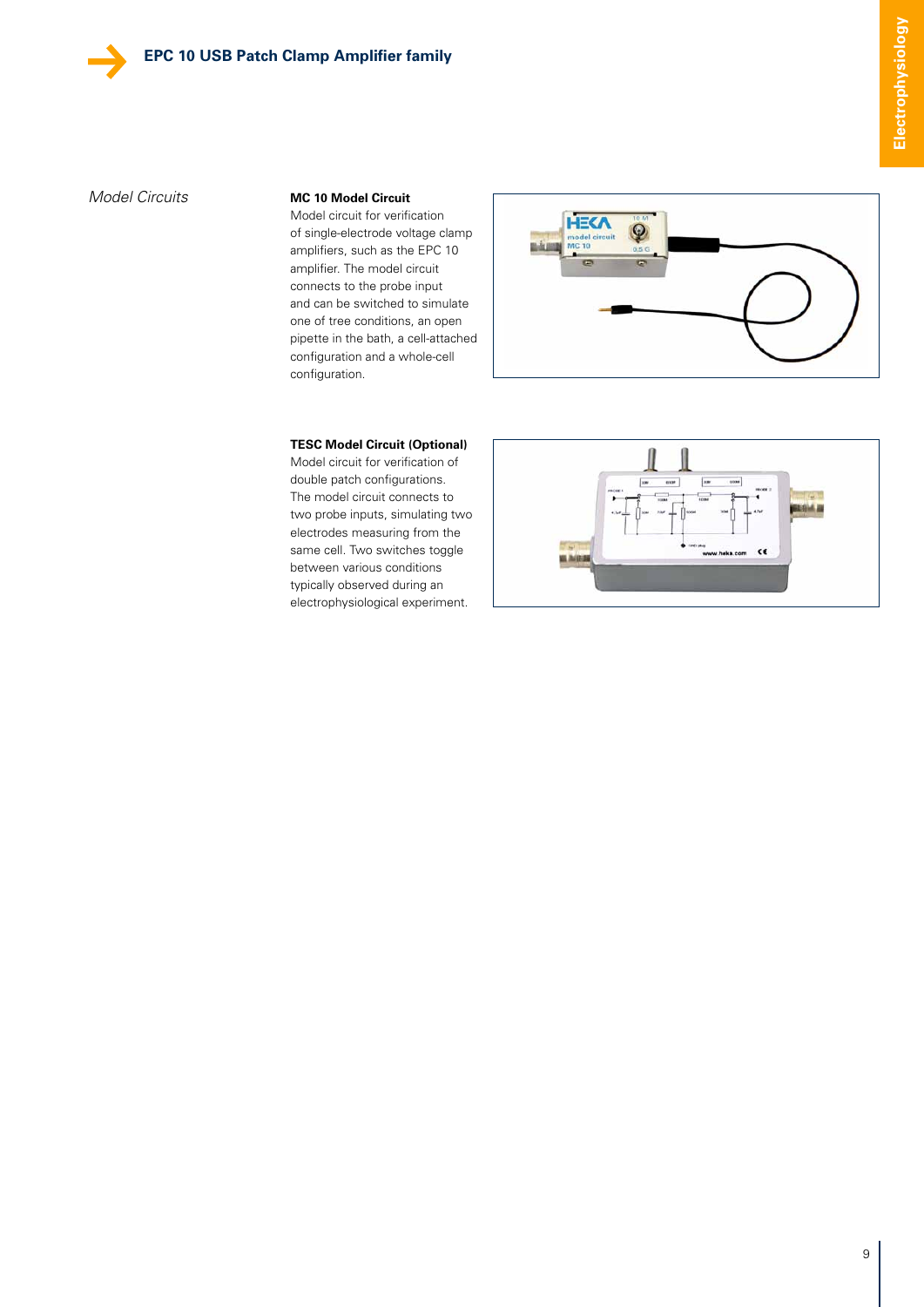*Model Circuits*

**MC 10 Model Circuit**

Model circuit for verification of single-electrode voltage clamp amplifiers, such as the EPC 10 amplifier. The model circuit connects to the probe input and can be switched to simulate one of tree conditions, an open pipette in the bath, a cell-attached configuration and a whole-cell configuration.

**TESC Model Circuit (Optional)**

Model circuit for verification of double patch configurations. The model circuit connects to two probe inputs, simulating two electrodes measuring from the same cell. Two switches toggle between various conditions typically observed during an electrophysiological experiment.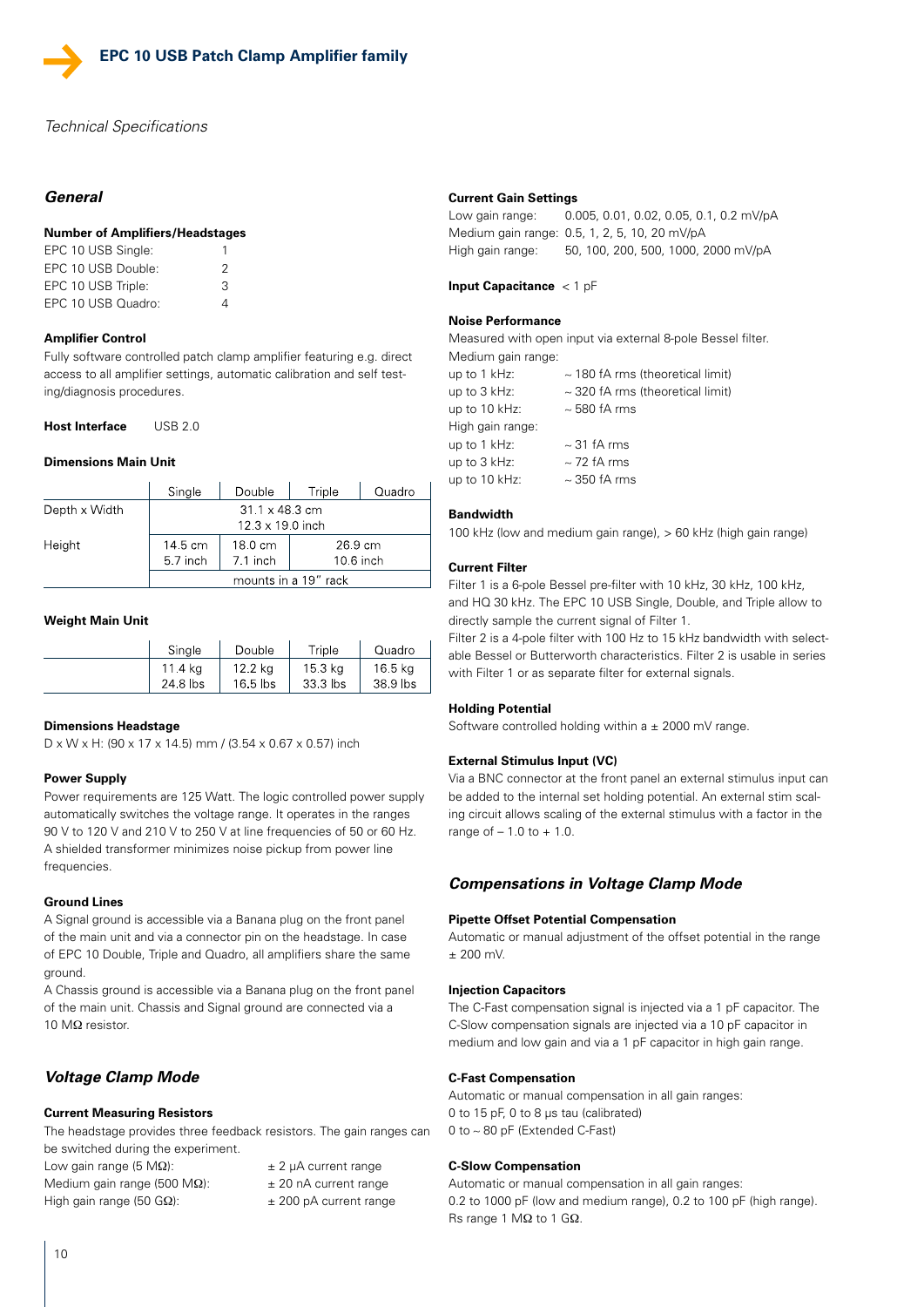# EPC 10 USB Patch Clamp Amplifier family

*Technical Specifications*

## *General*

**Number of Amplifiers/Headstages**

| | |
|---|---|
| EPC 10 USB Single: | 1 |
| EPC 10 USB Double: | 2 |
| EPC 10 USB Triple: | 3 |
| EPC 10 USB Quadro: | 4 |

**Amplifier Control**

Fully software controlled patch clamp amplifier featuring e.g. direct access to all amplifier settings, automatic calibration and self testing/diagnosis procedures.

**Host Interface** USB 2.0

**Dimensions Main Unit**

| | Single | Double | Triple | Quadro |
|---|---|---|---|---|
| Depth x Width | 31.1 x 48.3 cm<br>12.3 x 19.0 inch | | | |
| Height | 14.5 cm<br>5.7 inch | 18.0 cm<br>7.1 inch | 26.9 cm<br>10.6 inch | |
| | mounts in a 19" rack | | | |

**Weight Main Unit**

| | Single | Double | Triple | Quadro |
|---|---|---|---|---|
| | 11.4 kg<br>24.8 lbs | 12.2 kg<br>16.5 lbs | 15.3 kg<br>33.3 lbs | 16.5 kg<br>38.9 lbs |

**Dimensions Headstage**

D x W x H: (90 x 17 x 14.5) mm / (3.54 x 0.67 x 0.57) inch

**Power Supply**

Power requirements are 125 Watt. The logic controlled power supply automatically switches the voltage range. It operates in the ranges 90 V to 120 V and 210 V to 250 V at line frequencies of 50 or 60 Hz. A shielded transformer minimizes noise pickup from power line frequencies.

**Ground Lines**

A Signal ground is accessible via a Banana plug on the front panel of the main unit and via a connector pin on the headstage. In case of EPC 10 Double, Triple and Quadro, all amplifiers share the same ground.

A Chassis ground is accessible via a Banana plug on the front panel of the main unit. Chassis and Signal ground are connected via a 10 MΩ resistor.

## *Voltage Clamp Mode*

**Current Measuring Resistors**

The headstage provides three feedback resistors. The gain ranges can be switched during the experiment.

| | |
|---|---|
| Low gain range (5 MΩ): | ± 2 µA current range |
| Medium gain range (500 MΩ): | ± 20 nA current range |
| High gain range (50 GΩ): | ± 200 pA current range |

**Current Gain Settings**

| | |
|---|---|
| Low gain range: | 0.005, 0.01, 0.02, 0.05, 0.1, 0.2 mV/pA |
| Medium gain range: | 0.5, 1, 2, 5, 10, 20 mV/pA |
| High gain range: | 50, 100, 200, 500, 1000, 2000 mV/pA |

**Input Capacitance** < 1 pF

**Noise Performance**

Measured with open input via external 8-pole Bessel filter.

Medium gain range:

| | |
|---|---|
| up to 1 kHz: | ~ 180 fA rms (theoretical limit) |
| up to 3 kHz: | ~ 320 fA rms (theoretical limit) |
| up to 10 kHz: | ~ 580 fA rms |

High gain range:

| | |
|---|---|
| up to 1 kHz: | ~ 31 fA rms |
| up to 3 kHz: | ~ 72 fA rms |
| up to 10 kHz: | ~ 350 fA rms |

**Bandwidth**

100 kHz (low and medium gain range), > 60 kHz (high gain range)

**Current Filter**

Filter 1 is a 6-pole Bessel pre-filter with 10 kHz, 30 kHz, 100 kHz, and HQ 30 kHz. The EPC 10 USB Single, Double, and Triple allow to directly sample the current signal of Filter 1.

Filter 2 is a 4-pole filter with 100 Hz to 15 kHz bandwidth with selectable Bessel or Butterworth characteristics. Filter 2 is usable in series with Filter 1 or as separate filter for external signals.

**Holding Potential**

Software controlled holding within a ± 2000 mV range.

**External Stimulus Input (VC)**

Via a BNC connector at the front panel an external stimulus input can be added to the internal set holding potential. An external stim scaling circuit allows scaling of the external stimulus with a factor in the range of – 1.0 to + 1.0.

## *Compensations in Voltage Clamp Mode*

**Pipette Offset Potential Compensation**

Automatic or manual adjustment of the offset potential in the range ± 200 mV.

**Injection Capacitors**

The C-Fast compensation signal is injected via a 1 pF capacitor. The C-Slow compensation signals are injected via a 10 pF capacitor in medium and low gain and via a 1 pF capacitor in high gain range.

**C-Fast Compensation**

Automatic or manual compensation in all gain ranges:
0 to 15 pF, 0 to 8 µs tau (calibrated)
0 to ~ 80 pF (Extended C-Fast)

**C-Slow Compensation**

Automatic or manual compensation in all gain ranges:
0.2 to 1000 pF (low and medium range), 0.2 to 100 pF (high range).
Rs range 1 MΩ to 1 GΩ.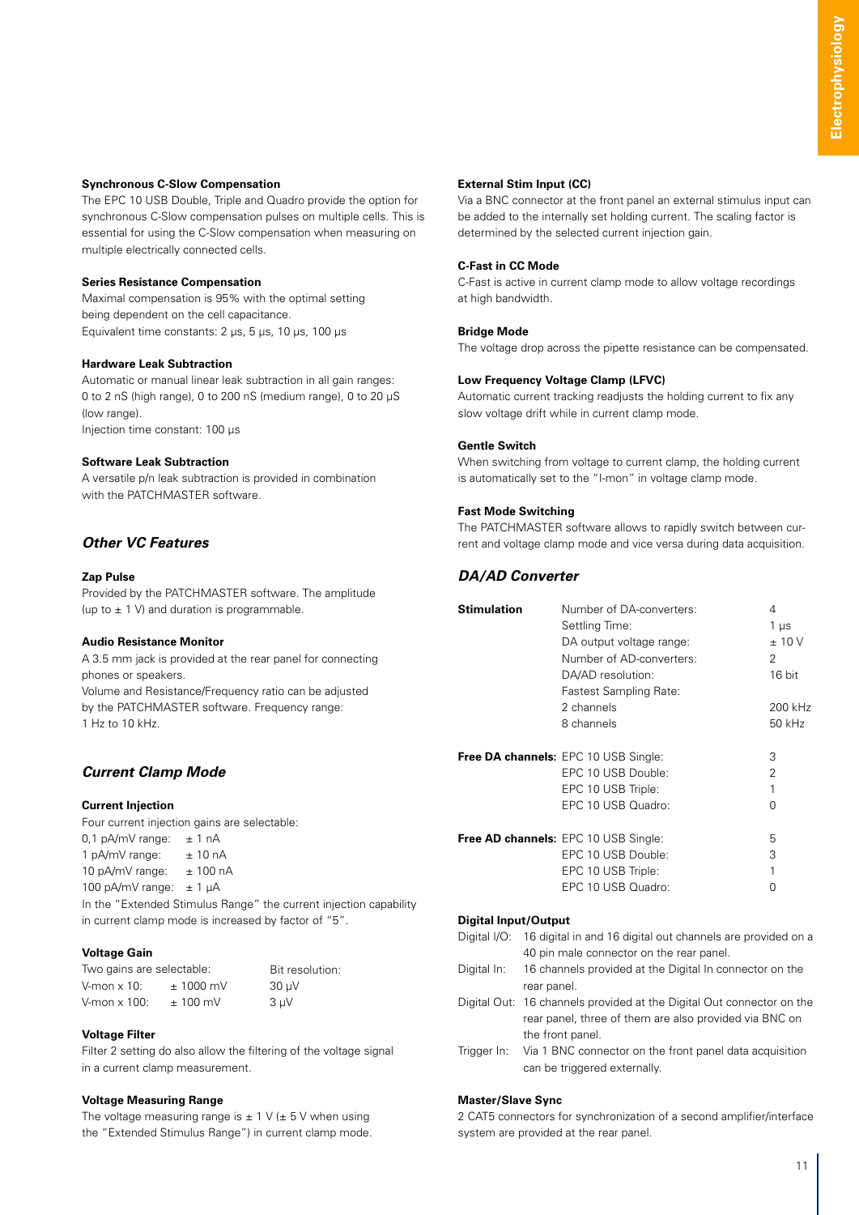### Synchronous C-Slow Compensation

The EPC 10 USB Double, Triple and Quadro provide the option for synchronous C-Slow compensation pulses on multiple cells. This is essential for using the C-Slow compensation when measuring on multiple electrically connected cells.

### Series Resistance Compensation

Maximal compensation is 95% with the optimal setting being dependent on the cell capacitance.
Equivalent time constants: 2 µs, 5 µs, 10 µs, 100 µs

### Hardware Leak Subtraction

Automatic or manual linear leak subtraction in all gain ranges: 0 to 2 nS (high range), 0 to 200 nS (medium range), 0 to 20 µS (low range).
Injection time constant: 100 µs

### Software Leak Subtraction

A versatile p/n leak subtraction is provided in combination with the PATCHMASTER software.

## *Other VC Features*

### Zap Pulse

Provided by the PATCHMASTER software. The amplitude (up to ± 1 V) and duration is programmable.

### Audio Resistance Monitor

A 3.5 mm jack is provided at the rear panel for connecting phones or speakers.
Volume and Resistance/Frequency ratio can be adjusted by the PATCHMASTER software. Frequency range: 1 Hz to 10 kHz.

## *Current Clamp Mode*

### Current Injection

Four current injection gains are selectable:

| | |
|---|---|
| 0,1 pA/mV range: | ± 1 nA |
| 1 pA/mV range: | ± 10 nA |
| 10 pA/mV range: | ± 100 nA |
| 100 pA/mV range: | ± 1 µA |

In the "Extended Stimulus Range" the current injection capability in current clamp mode is increased by factor of "5".

### Voltage Gain

| Two gains are selectable: | | Bit resolution: |
|---|---|---|
| V-mon x 10: | ± 1000 mV | 30 µV |
| V-mon x 100: | ± 100 mV | 3 µV |

### Voltage Filter

Filter 2 setting do also allow the filtering of the voltage signal in a current clamp measurement.

### Voltage Measuring Range

The voltage measuring range is ± 1 V (± 5 V when using the "Extended Stimulus Range") in current clamp mode.

### External Stim Input (CC)

Via a BNC connector at the front panel an external stimulus input can be added to the internally set holding current. The scaling factor is determined by the selected current injection gain.

### C-Fast in CC Mode

C-Fast is active in current clamp mode to allow voltage recordings at high bandwidth.

### Bridge Mode

The voltage drop across the pipette resistance can be compensated.

### Low Frequency Voltage Clamp (LFVC)

Automatic current tracking readjusts the holding current to fix any slow voltage drift while in current clamp mode.

### Gentle Switch

When switching from voltage to current clamp, the holding current is automatically set to the "I-mon" in voltage clamp mode.

### Fast Mode Switching

The PATCHMASTER software allows to rapidly switch between current and voltage clamp mode and vice versa during data acquisition.

## *DA/AD Converter*

| | | |
|---|---|---|
| **Stimulation** | Number of DA-converters: | 4 |
| | Settling Time: | 1 µs |
| | DA output voltage range: | ± 10 V |
| | Number of AD-converters: | 2 |
| | DA/AD resolution: | 16 bit |
| | Fastest Sampling Rate: | |
| | 2 channels | 200 kHz |
| | 8 channels | 50 kHz |
| **Free DA channels:** | EPC 10 USB Single: | 3 |
| | EPC 10 USB Double: | 2 |
| | EPC 10 USB Triple: | 1 |
| | EPC 10 USB Quadro: | 0 |
| **Free AD channels:** | EPC 10 USB Single: | 5 |
| | EPC 10 USB Double: | 3 |
| | EPC 10 USB Triple: | 1 |
| | EPC 10 USB Quadro: | 0 |

### Digital Input/Output

| | |
|---|---|
| Digital I/O: | 16 digital in and 16 digital out channels are provided on a 40 pin male connector on the rear panel. |
| Digital In: | 16 channels provided at the Digital In connector on the rear panel. |
| Digital Out: | 16 channels provided at the Digital Out connector on the rear panel, three of them are also provided via BNC on the front panel. |
| Trigger In: | Via 1 BNC connector on the front panel data acquisition can be triggered externally. |

### Master/Slave Sync

2 CAT5 connectors for synchronization of a second amplifier/interface system are provided at the rear panel.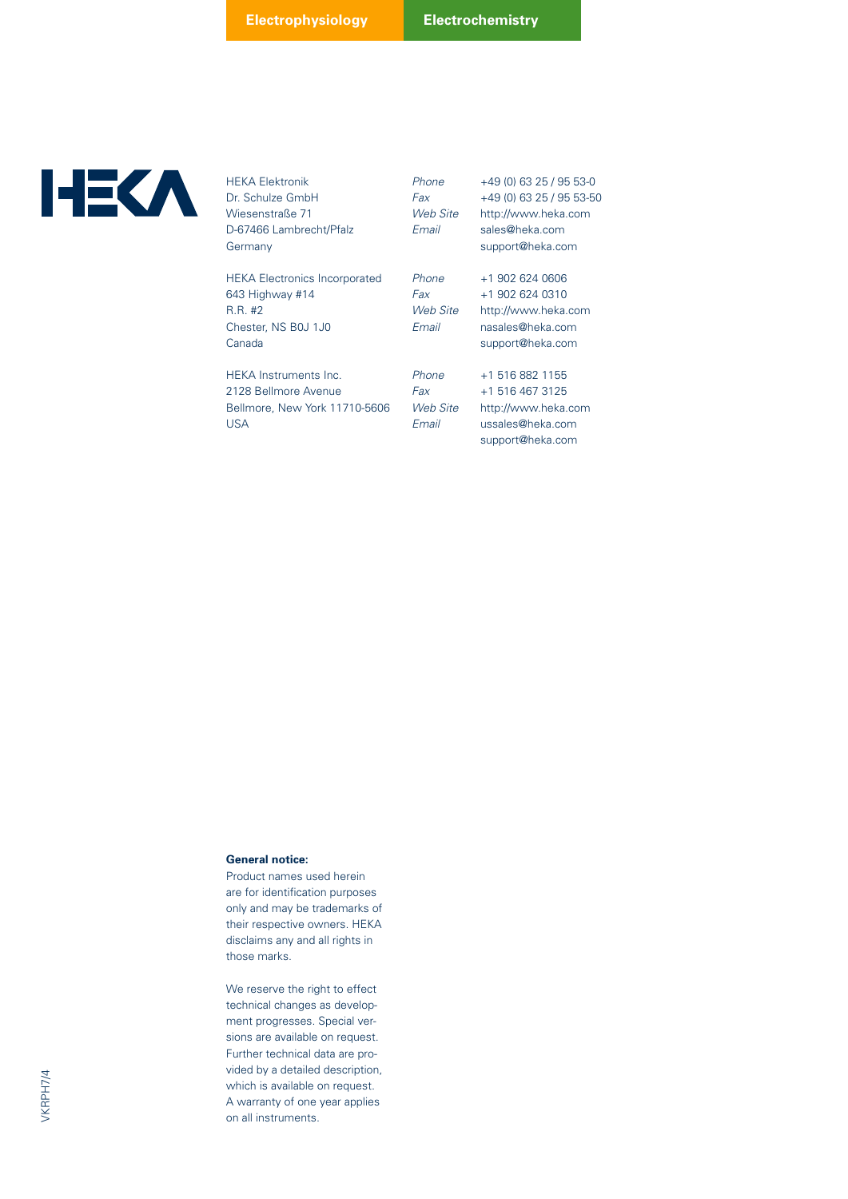Electrophysiology | Electrochemistry

HEKA

| | | |
|---|---|---|
| HEKA Elektronik<br>Dr. Schulze GmbH<br>Wiesenstraße 71<br>D-67466 Lambrecht/Pfalz<br>Germany | *Phone*<br>*Fax*<br>*Web Site*<br>*Email* | +49 (0) 63 25 / 95 53-0<br>+49 (0) 63 25 / 95 53-50<br>http://www.heka.com<br>sales@heka.com<br>support@heka.com |
| HEKA Electronics Incorporated<br>643 Highway #14<br>R.R. #2<br>Chester, NS B0J 1J0<br>Canada | *Phone*<br>*Fax*<br>*Web Site*<br>*Email* | +1 902 624 0606<br>+1 902 624 0310<br>http://www.heka.com<br>nasales@heka.com<br>support@heka.com |
| HEKA Instruments Inc.<br>2128 Bellmore Avenue<br>Bellmore, New York 11710-5606<br>USA | *Phone*<br>*Fax*<br>*Web Site*<br>*Email* | +1 516 882 1155<br>+1 516 467 3125<br>http://www.heka.com<br>ussales@heka.com<br>support@heka.com |

**General notice:**
Product names used herein are for identification purposes only and may be trademarks of their respective owners. HEKA disclaims any and all rights in those marks.

We reserve the right to effect technical changes as development progresses. Special versions are available on request. Further technical data are provided by a detailed description, which is available on request. A warranty of one year applies on all instruments.

VKRPH7/4